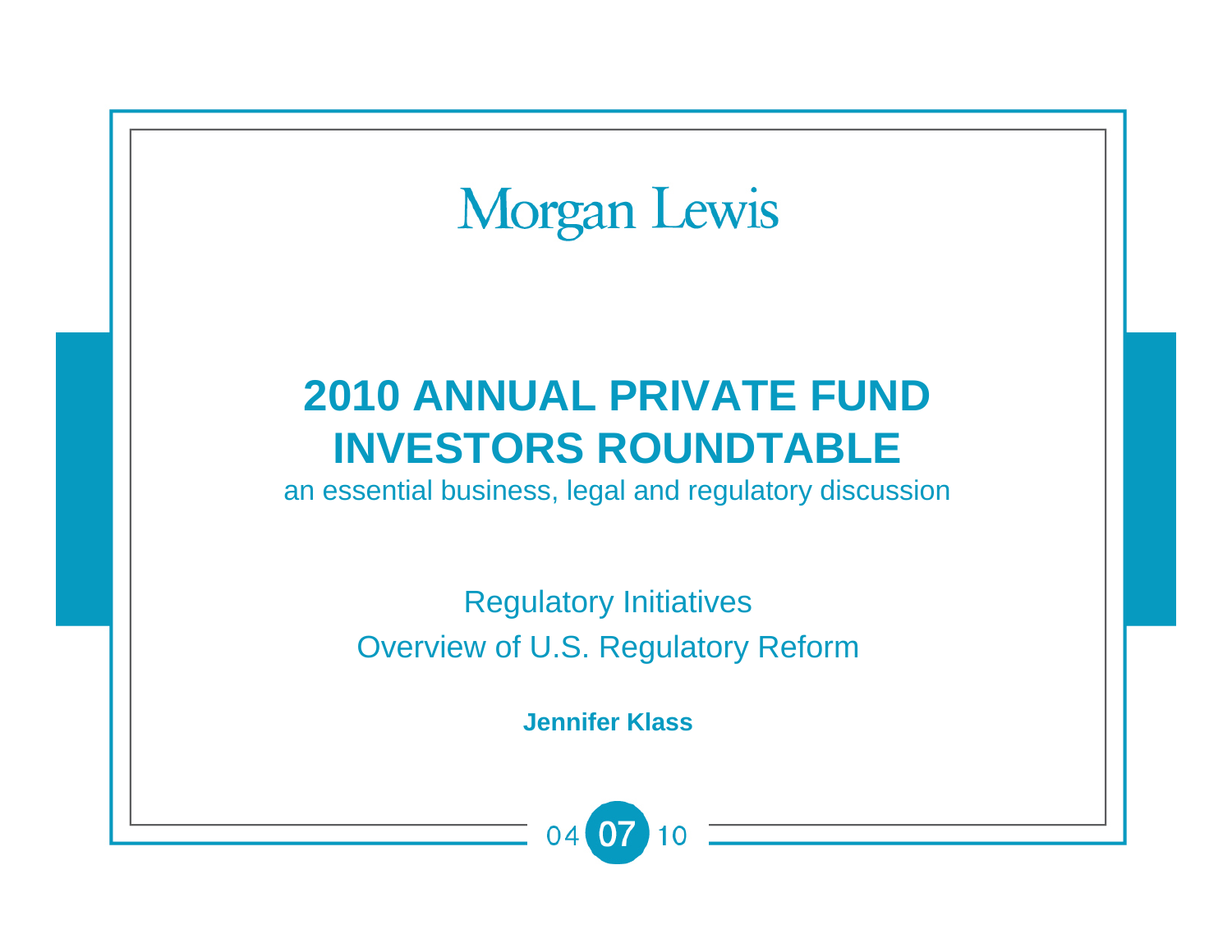Morgan Lewis

# 2010 ANNUAL PRIVATE FUND INVESTORS ROUNDTABLE

an essential business, legal and regulatory discussion

Regulatory Initiatives

Overview of U.S. Regulatory Reform

**Jennifer Klass**

04 07 10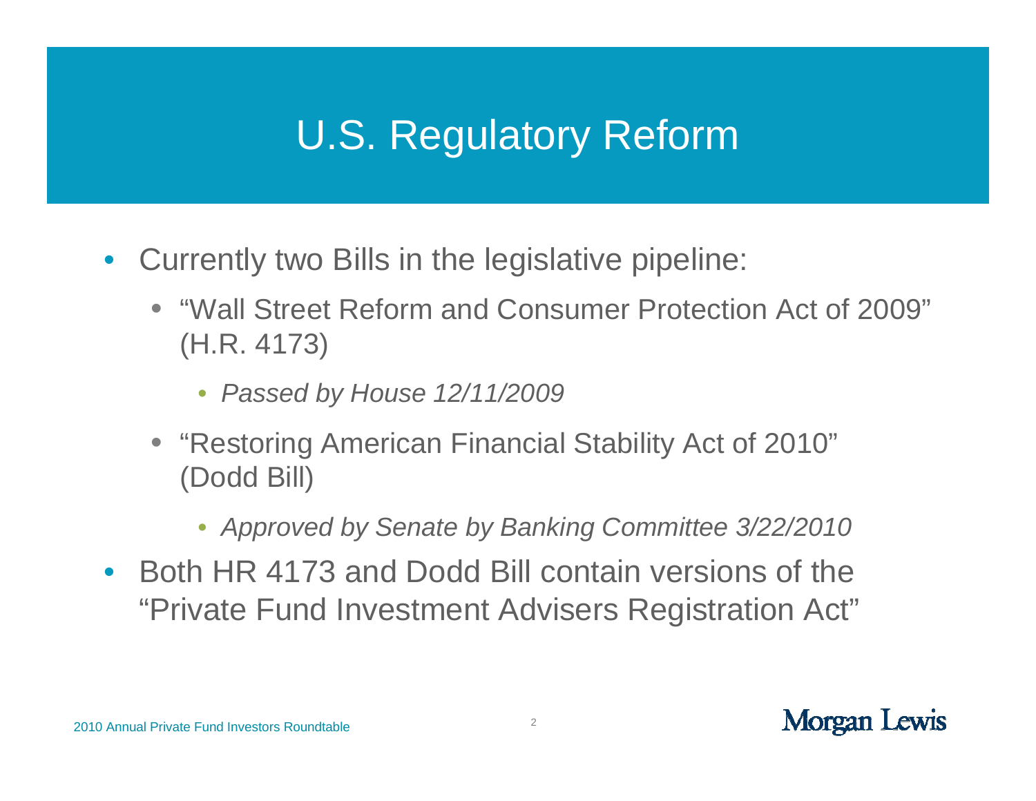# U.S. Regulatory Reform

- Currently two Bills in the legislative pipeline:
  - "Wall Street Reform and Consumer Protection Act of 2009" (H.R. 4173)
    - *Passed by House 12/11/2009*
  - "Restoring American Financial Stability Act of 2010" (Dodd Bill)
    - *Approved by Senate by Banking Committee 3/22/2010*
- Both HR 4173 and Dodd Bill contain versions of the "Private Fund Investment Advisers Registration Act"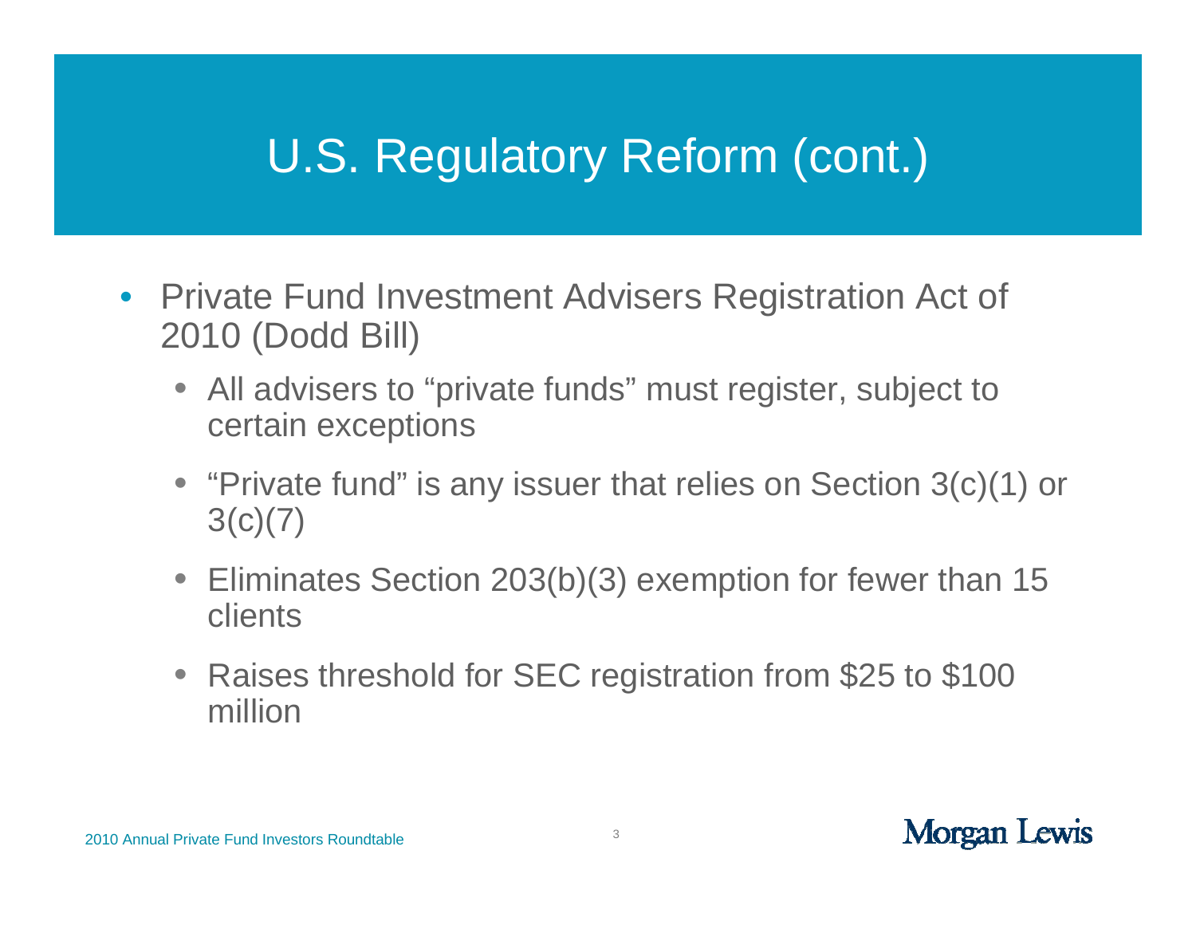# U.S. Regulatory Reform (cont.)

- Private Fund Investment Advisers Registration Act of 2010 (Dodd Bill)
  - All advisers to “private funds” must register, subject to certain exceptions
  - “Private fund” is any issuer that relies on Section 3(c)(1) or 3(c)(7)
  - Eliminates Section 203(b)(3) exemption for fewer than 15 clients
  - Raises threshold for SEC registration from $25 to $100 million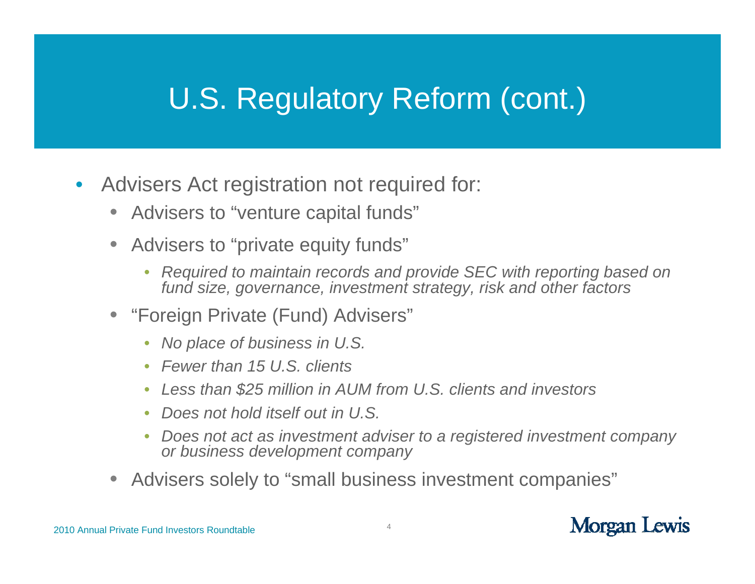# U.S. Regulatory Reform (cont.)

- Advisers Act registration not required for:
  - Advisers to "venture capital funds"
  - Advisers to "private equity funds"
    - *Required to maintain records and provide SEC with reporting based on fund size, governance, investment strategy, risk and other factors*
  - "Foreign Private (Fund) Advisers"
    - *No place of business in U.S.*
    - *Fewer than 15 U.S. clients*
    - *Less than $25 million in AUM from U.S. clients and investors*
    - *Does not hold itself out in U.S.*
    - *Does not act as investment adviser to a registered investment company or business development company*
  - Advisers solely to "small business investment companies"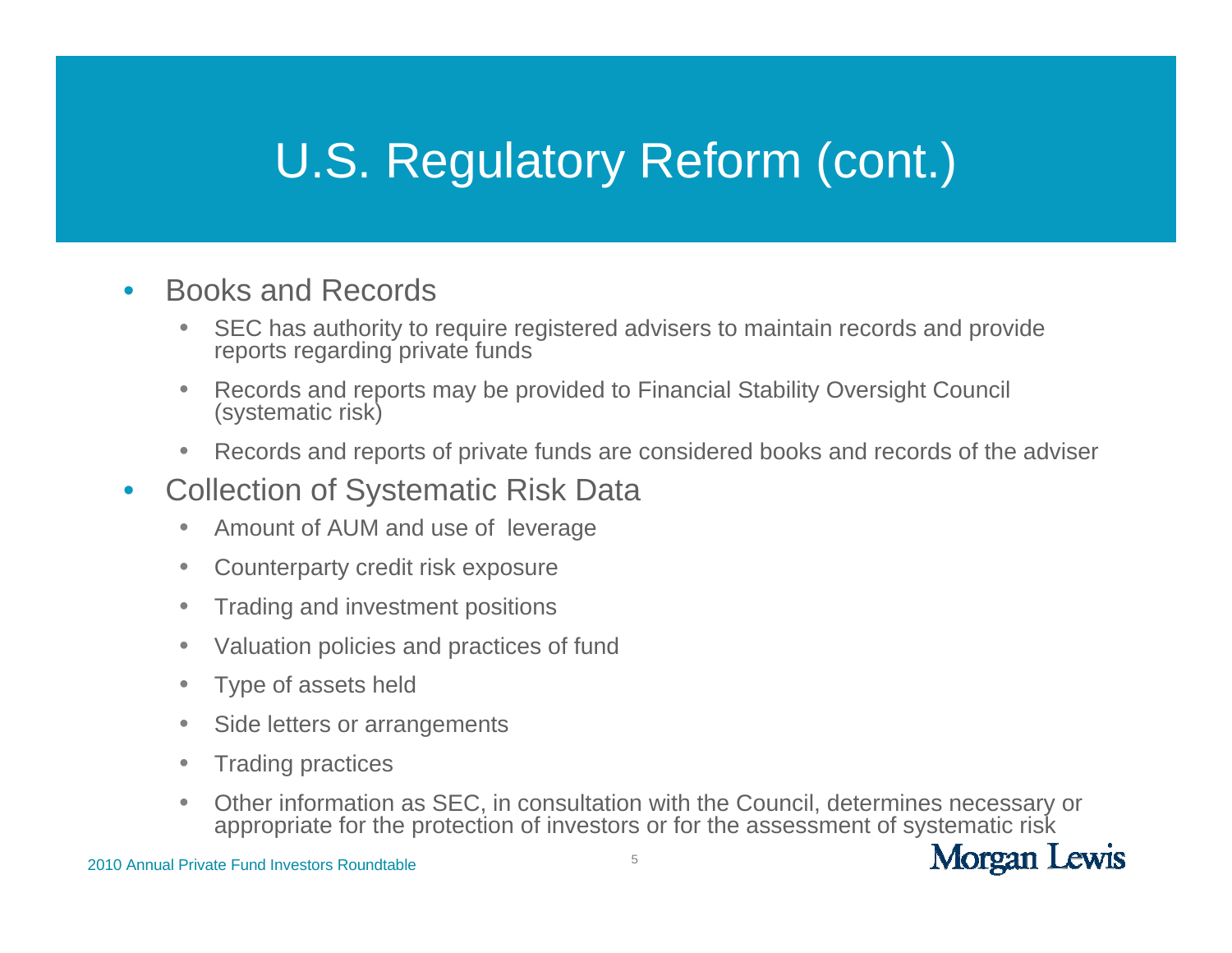# U.S. Regulatory Reform (cont.)

- Books and Records
  - SEC has authority to require registered advisers to maintain records and provide reports regarding private funds
  - Records and reports may be provided to Financial Stability Oversight Council (systematic risk)
  - Records and reports of private funds are considered books and records of the adviser
- Collection of Systematic Risk Data
  - Amount of AUM and use of leverage
  - Counterparty credit risk exposure
  - Trading and investment positions
  - Valuation policies and practices of fund
  - Type of assets held
  - Side letters or arrangements
  - Trading practices
  - Other information as SEC, in consultation with the Council, determines necessary or appropriate for the protection of investors or for the assessment of systematic risk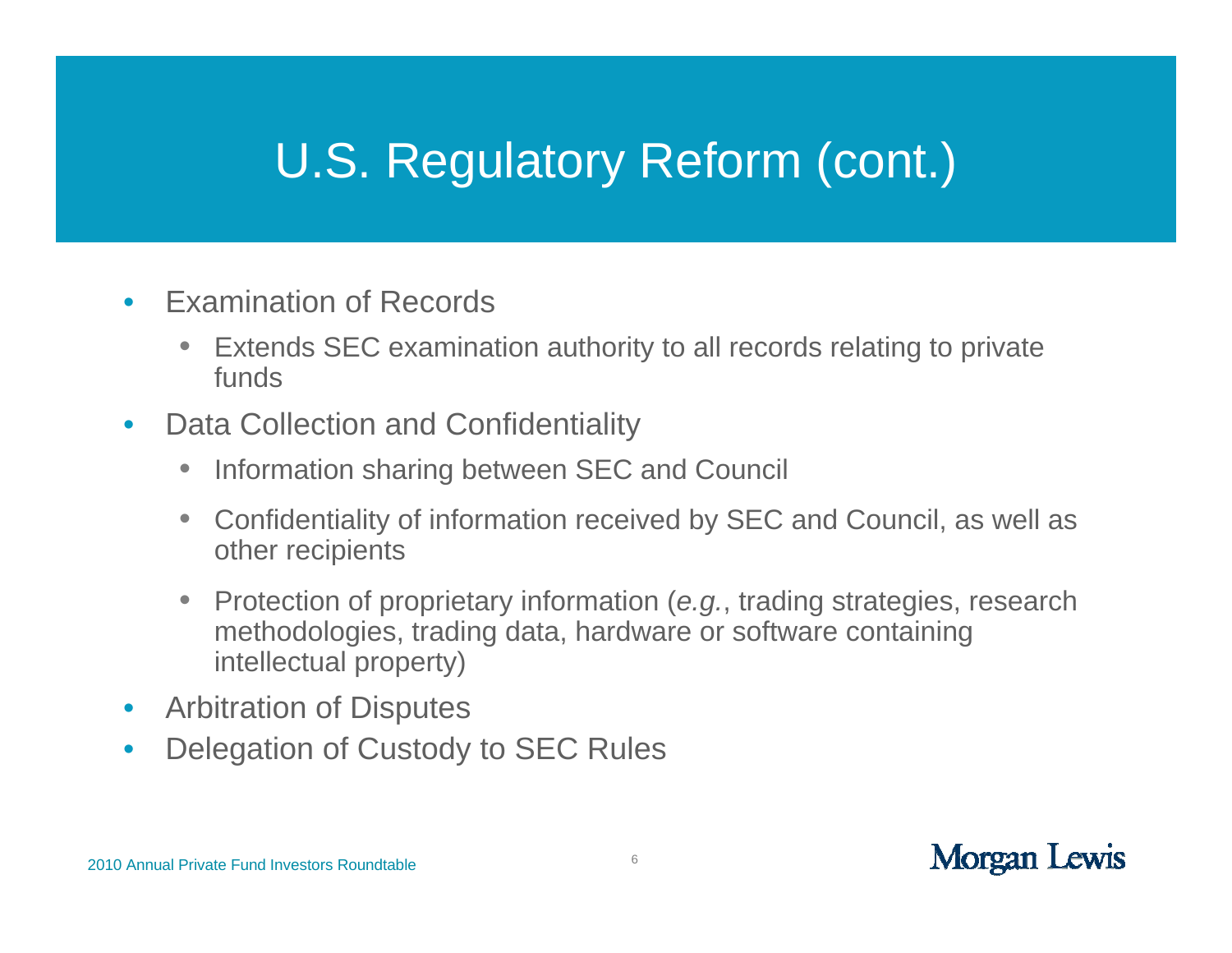# U.S. Regulatory Reform (cont.)

- Examination of Records
  - Extends SEC examination authority to all records relating to private funds
- Data Collection and Confidentiality
  - Information sharing between SEC and Council
  - Confidentiality of information received by SEC and Council, as well as other recipients
  - Protection of proprietary information (*e.g.*, trading strategies, research methodologies, trading data, hardware or software containing intellectual property)
- Arbitration of Disputes
- Delegation of Custody to SEC Rules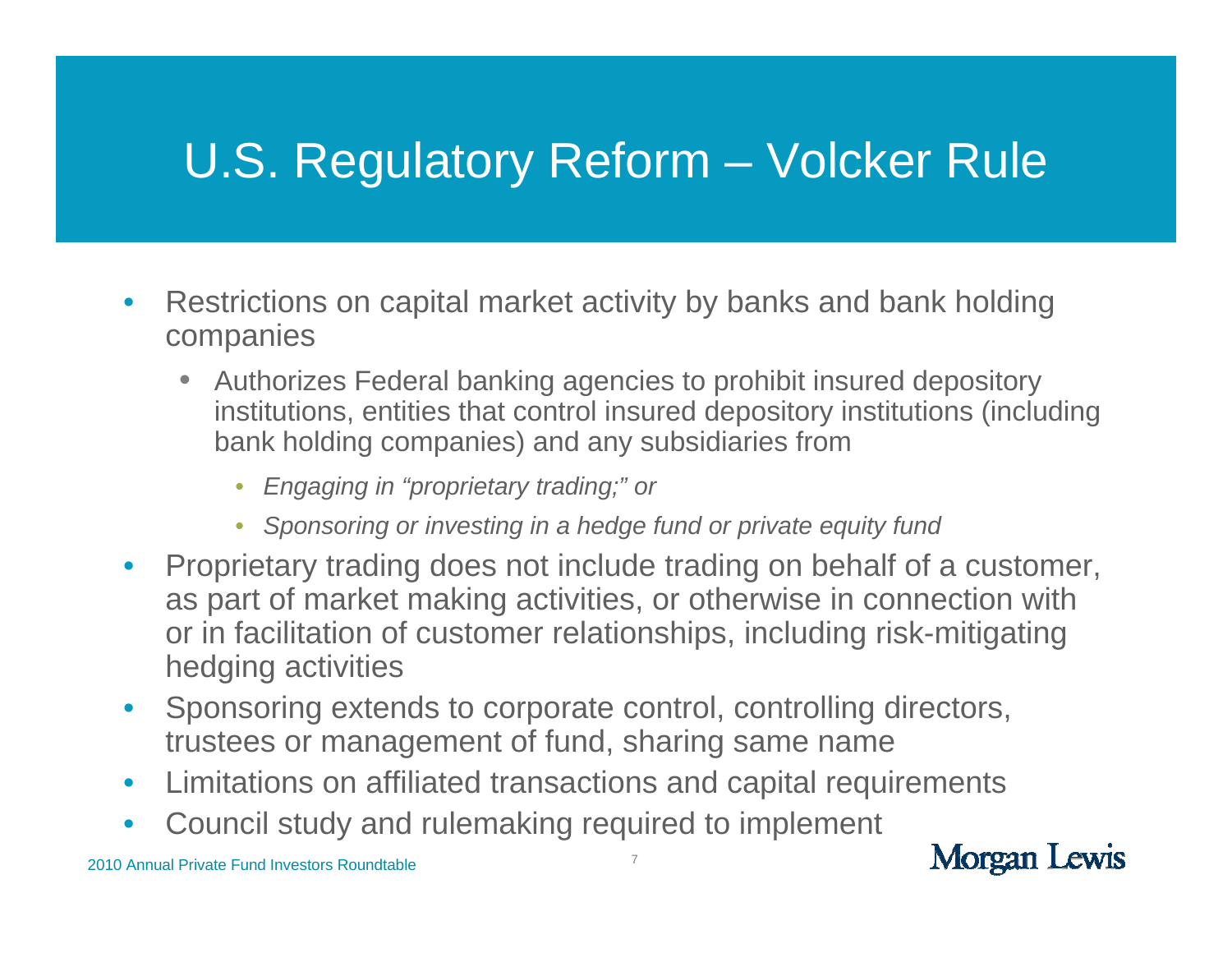# U.S. Regulatory Reform – Volcker Rule

- Restrictions on capital market activity by banks and bank holding companies
  - Authorizes Federal banking agencies to prohibit insured depository institutions, entities that control insured depository institutions (including bank holding companies) and any subsidiaries from
    - *Engaging in "proprietary trading;" or*
    - *Sponsoring or investing in a hedge fund or private equity fund*
- Proprietary trading does not include trading on behalf of a customer, as part of market making activities, or otherwise in connection with or in facilitation of customer relationships, including risk-mitigating hedging activities
- Sponsoring extends to corporate control, controlling directors, trustees or management of fund, sharing same name
- Limitations on affiliated transactions and capital requirements
- Council study and rulemaking required to implement